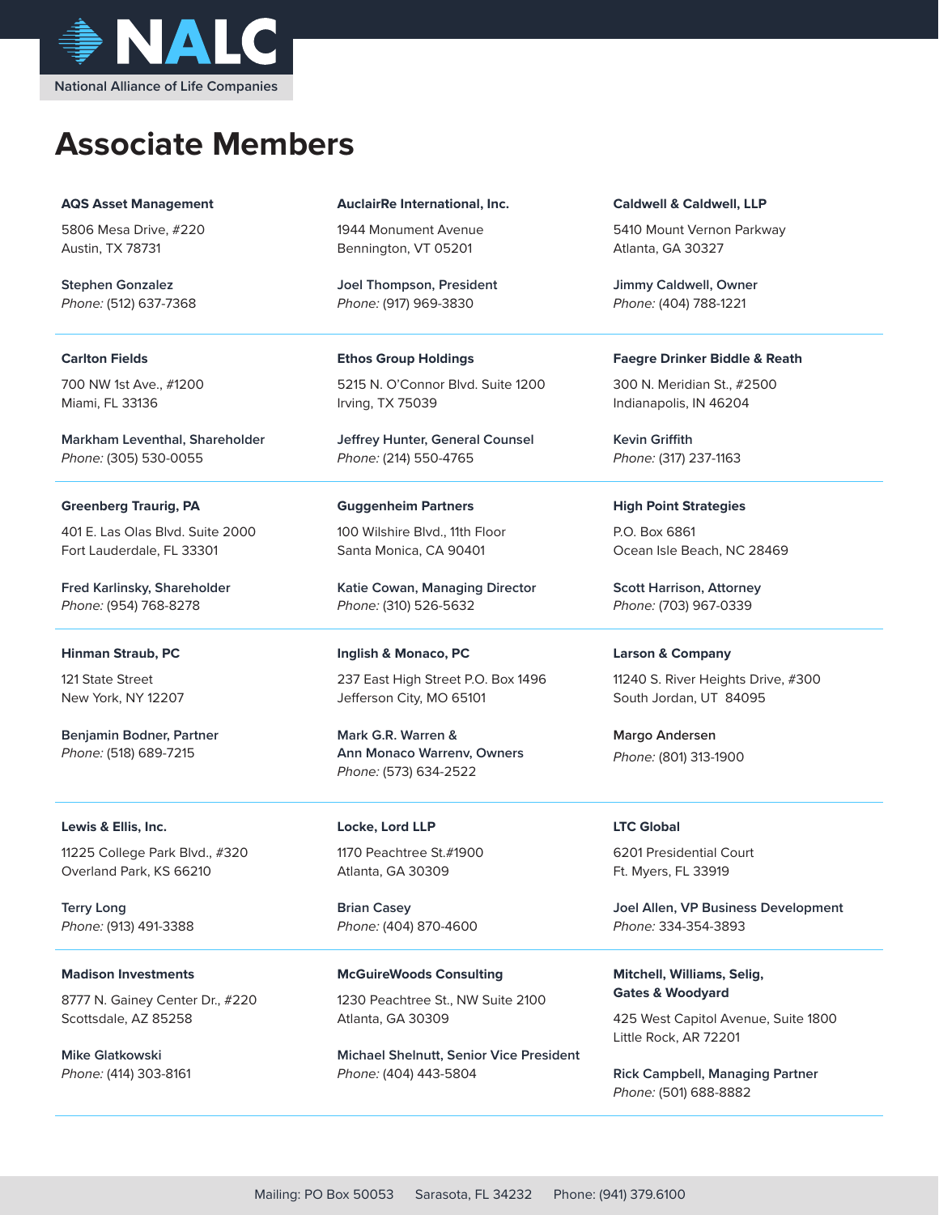NALC

National Alliance of Life Companies

# Associate Members

**AQS Asset Management**

5806 Mesa Drive, #220
Austin, TX 78731

**Stephen Gonzalez**
*Phone:* (512) 637-7368

**AuclairRe International, Inc.**

1944 Monument Avenue
Bennington, VT 05201

**Joel Thompson, President**
*Phone:* (917) 969-3830

**Caldwell & Caldwell, LLP**

5410 Mount Vernon Parkway
Atlanta, GA 30327

**Jimmy Caldwell, Owner**
*Phone:* (404) 788-1221

---

**Carlton Fields**

700 NW 1st Ave., #1200
Miami, FL 33136

**Markham Leventhal, Shareholder**
*Phone:* (305) 530-0055

**Ethos Group Holdings**

5215 N. O'Connor Blvd. Suite 1200
Irving, TX 75039

**Jeffrey Hunter, General Counsel**
*Phone:* (214) 550-4765

**Faegre Drinker Biddle & Reath**

300 N. Meridian St., #2500
Indianapolis, IN 46204

**Kevin Griffith**
*Phone:* (317) 237-1163

---

**Greenberg Traurig, PA**

401 E. Las Olas Blvd. Suite 2000
Fort Lauderdale, FL 33301

**Fred Karlinsky, Shareholder**
*Phone:* (954) 768-8278

**Guggenheim Partners**

100 Wilshire Blvd., 11th Floor
Santa Monica, CA 90401

**Katie Cowan, Managing Director**
*Phone:* (310) 526-5632

**High Point Strategies**

P.O. Box 6861
Ocean Isle Beach, NC 28469

**Scott Harrison, Attorney**
*Phone:* (703) 967-0339

---

**Hinman Straub, PC**

121 State Street
New York, NY 12207

**Benjamin Bodner, Partner**
*Phone:* (518) 689-7215

**Inglish & Monaco, PC**

237 East High Street P.O. Box 1496
Jefferson City, MO 65101

**Mark G.R. Warren &**
**Ann Monaco Warrenv, Owners**
*Phone:* (573) 634-2522

**Larson & Company**

11240 S. River Heights Drive, #300
South Jordan, UT 84095

**Margo Andersen**
*Phone:* (801) 313-1900

---

**Lewis & Ellis, Inc.**

11225 College Park Blvd., #320
Overland Park, KS 66210

**Terry Long**
*Phone:* (913) 491-3388

**Locke, Lord LLP**

1170 Peachtree St.#1900
Atlanta, GA 30309

**Brian Casey**
*Phone:* (404) 870-4600

**LTC Global**

6201 Presidential Court
Ft. Myers, FL 33919

**Joel Allen, VP Business Development**
*Phone:* 334-354-3893

---

**Madison Investments**

8777 N. Gainey Center Dr., #220
Scottsdale, AZ 85258

**Mike Glatkowski**
*Phone:* (414) 303-8161

**McGuireWoods Consulting**

1230 Peachtree St., NW Suite 2100
Atlanta, GA 30309

**Michael Shelnutt, Senior Vice President**
*Phone:* (404) 443-5804

**Mitchell, Williams, Selig, Gates & Woodyard**

425 West Capitol Avenue, Suite 1800
Little Rock, AR 72201

**Rick Campbell, Managing Partner**
*Phone:* (501) 688-8882

---

Mailing: PO Box 50053 Sarasota, FL 34232 Phone: (941) 379.6100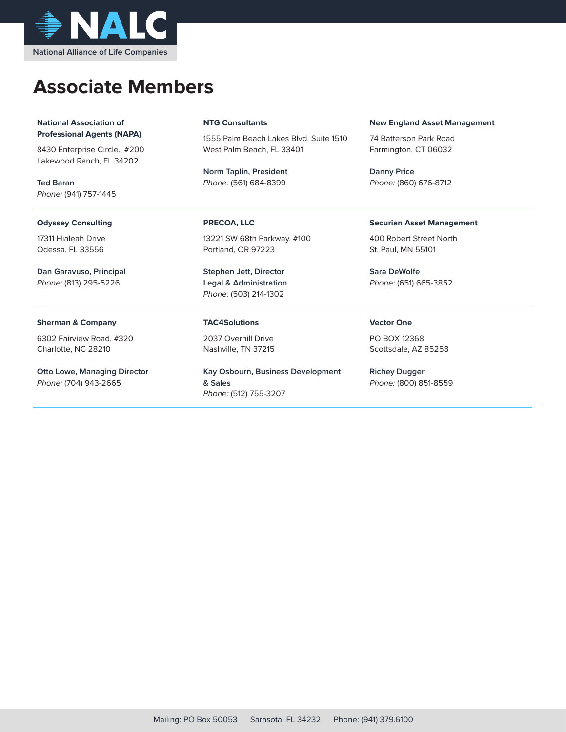# Associate Members

**National Association of Professional Agents (NAPA)**

8430 Enterprise Circle., #200
Lakewood Ranch, FL 34202

**Ted Baran**
*Phone:* (941) 757-1445

**NTG Consultants**

1555 Palm Beach Lakes Blvd. Suite 1510
West Palm Beach, FL 33401

**Norm Taplin, President**
*Phone:* (561) 684-8399

**New England Asset Management**

74 Batterson Park Road
Farmington, CT 06032

**Danny Price**
*Phone:* (860) 676-8712

---

**Odyssey Consulting**

17311 Hialeah Drive
Odessa, FL 33556

**Dan Garavuso, Principal**
*Phone:* (813) 295-5226

**PRECOA, LLC**

13221 SW 68th Parkway, #100
Portland, OR 97223

**Stephen Jett, Director Legal & Administration**
*Phone:* (503) 214-1302

**Securian Asset Management**

400 Robert Street North
St. Paul, MN 55101

**Sara DeWolfe**
*Phone:* (651) 665-3852

---

**Sherman & Company**

6302 Fairview Road, #320
Charlotte, NC 28210

**Otto Lowe, Managing Director**
*Phone:* (704) 943-2665

**TAC4Solutions**

2037 Overhill Drive
Nashville, TN 37215

**Kay Osbourn, Business Development & Sales**
*Phone:* (512) 755-3207

**Vector One**

PO BOX 12368
Scottsdale, AZ 85258

**Richey Dugger**
*Phone:* (800) 851-8559

---

Mailing: PO Box 50053 Sarasota, FL 34232 Phone: (941) 379.6100